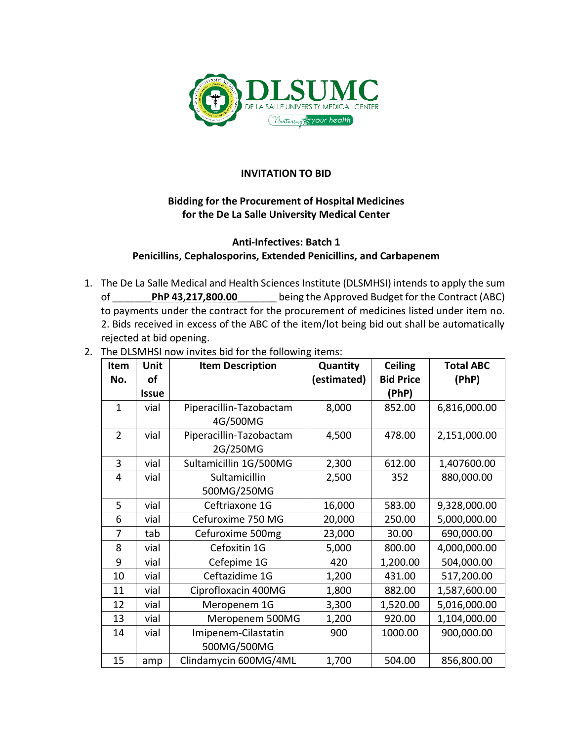DLSUMC
DE LA SALLE UNIVERSITY MEDICAL CENTER
Nurturing your health

# INVITATION TO BID

## Bidding for the Procurement of Hospital Medicines for the De La Salle University Medical Center

### Anti-Infectives: Batch 1
### Penicillins, Cephalosporins, Extended Penicillins, and Carbapenem

1. The De La Salle Medical and Health Sciences Institute (DLSMHSI) intends to apply the sum of _______**PhP 43,217,800.00**_______ being the Approved Budget for the Contract (ABC) to payments under the contract for the procurement of medicines listed under item no. 2. Bids received in excess of the ABC of the item/lot being bid out shall be automatically rejected at bid opening.
2. The DLSMHSI now invites bid for the following items:

| Item No. | Unit of Issue | Item Description | Quantity (estimated) | Ceiling Bid Price (PhP) | Total ABC (PhP) |
|---|---|---|---|---|---|
| 1 | vial | Piperacillin-Tazobactam 4G/500MG | 8,000 | 852.00 | 6,816,000.00 |
| 2 | vial | Piperacillin-Tazobactam 2G/250MG | 4,500 | 478.00 | 2,151,000.00 |
| 3 | vial | Sultamicillin 1G/500MG | 2,300 | 612.00 | 1,407600.00 |
| 4 | vial | Sultamicillin 500MG/250MG | 2,500 | 352 | 880,000.00 |
| 5 | vial | Ceftriaxone 1G | 16,000 | 583.00 | 9,328,000.00 |
| 6 | vial | Cefuroxime 750 MG | 20,000 | 250.00 | 5,000,000.00 |
| 7 | tab | Cefuroxime 500mg | 23,000 | 30.00 | 690,000.00 |
| 8 | vial | Cefoxitin 1G | 5,000 | 800.00 | 4,000,000.00 |
| 9 | vial | Cefepime 1G | 420 | 1,200.00 | 504,000.00 |
| 10 | vial | Ceftazidime 1G | 1,200 | 431.00 | 517,200.00 |
| 11 | vial | Ciprofloxacin 400MG | 1,800 | 882.00 | 1,587,600.00 |
| 12 | vial | Meropenem 1G | 3,300 | 1,520.00 | 5,016,000.00 |
| 13 | vial | Meropenem 500MG | 1,200 | 920.00 | 1,104,000.00 |
| 14 | vial | Imipenem-Cilastatin 500MG/500MG | 900 | 1000.00 | 900,000.00 |
| 15 | amp | Clindamycin 600MG/4ML | 1,700 | 504.00 | 856,800.00 |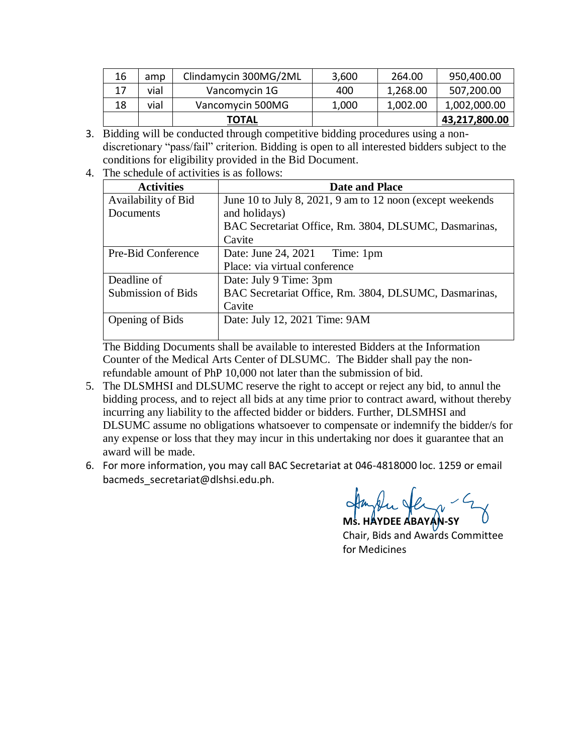| | | | | | |
|---|---|---|---|---|---|
| 16 | amp | Clindamycin 300MG/2ML | 3,600 | 264.00 | 950,400.00 |
| 17 | vial | Vancomycin 1G | 400 | 1,268.00 | 507,200.00 |
| 18 | vial | Vancomycin 500MG | 1,000 | 1,002.00 | 1,002,000.00 |
| | | **TOTAL** | | | **43,217,800.00** |

3. Bidding will be conducted through competitive bidding procedures using a non-discretionary "pass/fail" criterion. Bidding is open to all interested bidders subject to the conditions for eligibility provided in the Bid Document.
4. The schedule of activities is as follows:

| Activities | Date and Place |
|---|---|
| Availability of Bid Documents | June 10 to July 8, 2021, 9 am to 12 noon (except weekends and holidays)<br>BAC Secretariat Office, Rm. 3804, DLSUMC, Dasmarinas, Cavite |
| Pre-Bid Conference | Date: June 24, 2021 Time: 1pm<br>Place: via virtual conference |
| Deadline of Submission of Bids | Date: July 9 Time: 3pm<br>BAC Secretariat Office, Rm. 3804, DLSUMC, Dasmarinas, Cavite |
| Opening of Bids | Date: July 12, 2021 Time: 9AM |

The Bidding Documents shall be available to interested Bidders at the Information Counter of the Medical Arts Center of DLSUMC. The Bidder shall pay the non-refundable amount of PhP 10,000 not later than the submission of bid.

5. The DLSMHSI and DLSUMC reserve the right to accept or reject any bid, to annul the bidding process, and to reject all bids at any time prior to contract award, without thereby incurring any liability to the affected bidder or bidders. Further, DLSMHSI and DLSUMC assume no obligations whatsoever to compensate or indemnify the bidder/s for any expense or loss that they may incur in this undertaking nor does it guarantee that an award will be made.
6. For more information, you may call BAC Secretariat at 046-4818000 loc. 1259 or email bacmeds_secretariat@dlshsi.edu.ph.

**Ms. HAYDEE ABAYAN-SY**
Chair, Bids and Awards Committee for Medicines